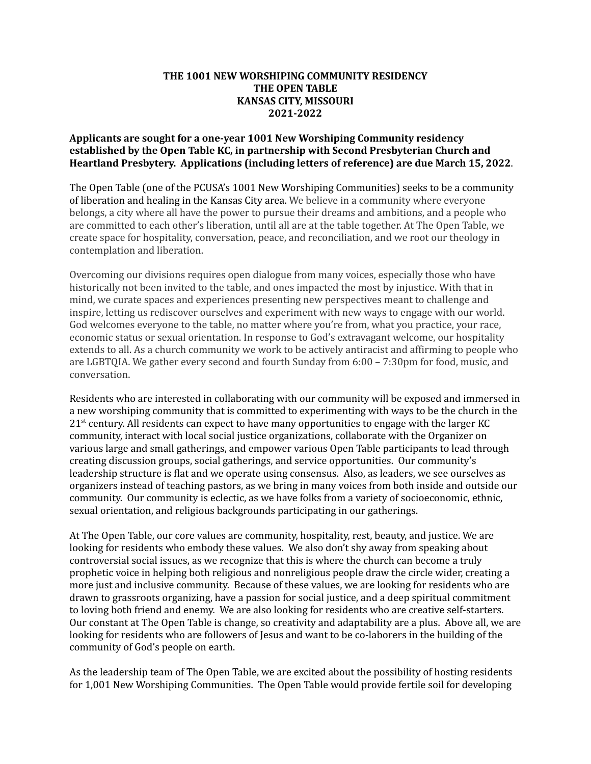**THE 1001 NEW WORSHIPING COMMUNITY RESIDENCY**
**THE OPEN TABLE**
**KANSAS CITY, MISSOURI**
**2021-2022**

**Applicants are sought for a one-year 1001 New Worshiping Community residency established by the Open Table KC, in partnership with Second Presbyterian Church and Heartland Presbytery. Applications (including letters of reference) are due March 15, 2022**.

The Open Table (one of the PCUSA's 1001 New Worshiping Communities) seeks to be a community of liberation and healing in the Kansas City area. We believe in a community where everyone belongs, a city where all have the power to pursue their dreams and ambitions, and a people who are committed to each other's liberation, until all are at the table together. At The Open Table, we create space for hospitality, conversation, peace, and reconciliation, and we root our theology in contemplation and liberation.

Overcoming our divisions requires open dialogue from many voices, especially those who have historically not been invited to the table, and ones impacted the most by injustice. With that in mind, we curate spaces and experiences presenting new perspectives meant to challenge and inspire, letting us rediscover ourselves and experiment with new ways to engage with our world. God welcomes everyone to the table, no matter where you're from, what you practice, your race, economic status or sexual orientation. In response to God's extravagant welcome, our hospitality extends to all. As a church community we work to be actively antiracist and affirming to people who are LGBTQIA. We gather every second and fourth Sunday from 6:00 – 7:30pm for food, music, and conversation.

Residents who are interested in collaborating with our community will be exposed and immersed in a new worshiping community that is committed to experimenting with ways to be the church in the 21st century. All residents can expect to have many opportunities to engage with the larger KC community, interact with local social justice organizations, collaborate with the Organizer on various large and small gatherings, and empower various Open Table participants to lead through creating discussion groups, social gatherings, and service opportunities. Our community's leadership structure is flat and we operate using consensus. Also, as leaders, we see ourselves as organizers instead of teaching pastors, as we bring in many voices from both inside and outside our community. Our community is eclectic, as we have folks from a variety of socioeconomic, ethnic, sexual orientation, and religious backgrounds participating in our gatherings.

At The Open Table, our core values are community, hospitality, rest, beauty, and justice. We are looking for residents who embody these values. We also don't shy away from speaking about controversial social issues, as we recognize that this is where the church can become a truly prophetic voice in helping both religious and nonreligious people draw the circle wider, creating a more just and inclusive community. Because of these values, we are looking for residents who are drawn to grassroots organizing, have a passion for social justice, and a deep spiritual commitment to loving both friend and enemy. We are also looking for residents who are creative self-starters. Our constant at The Open Table is change, so creativity and adaptability are a plus. Above all, we are looking for residents who are followers of Jesus and want to be co-laborers in the building of the community of God's people on earth.

As the leadership team of The Open Table, we are excited about the possibility of hosting residents for 1,001 New Worshiping Communities. The Open Table would provide fertile soil for developing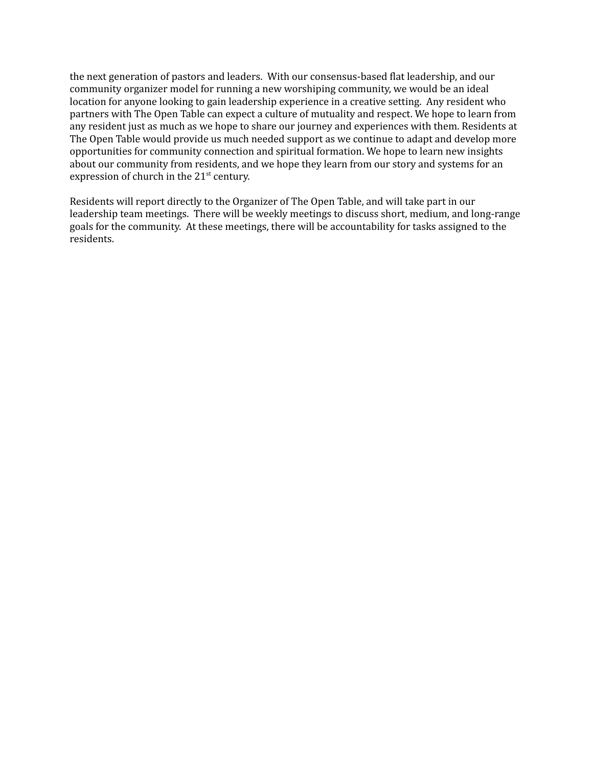the next generation of pastors and leaders.  With our consensus-based flat leadership, and our community organizer model for running a new worshiping community, we would be an ideal location for anyone looking to gain leadership experience in a creative setting.  Any resident who partners with The Open Table can expect a culture of mutuality and respect. We hope to learn from any resident just as much as we hope to share our journey and experiences with them. Residents at The Open Table would provide us much needed support as we continue to adapt and develop more opportunities for community connection and spiritual formation. We hope to learn new insights about our community from residents, and we hope they learn from our story and systems for an expression of church in the 21st century.

Residents will report directly to the Organizer of The Open Table, and will take part in our leadership team meetings.  There will be weekly meetings to discuss short, medium, and long-range goals for the community.  At these meetings, there will be accountability for tasks assigned to the residents.